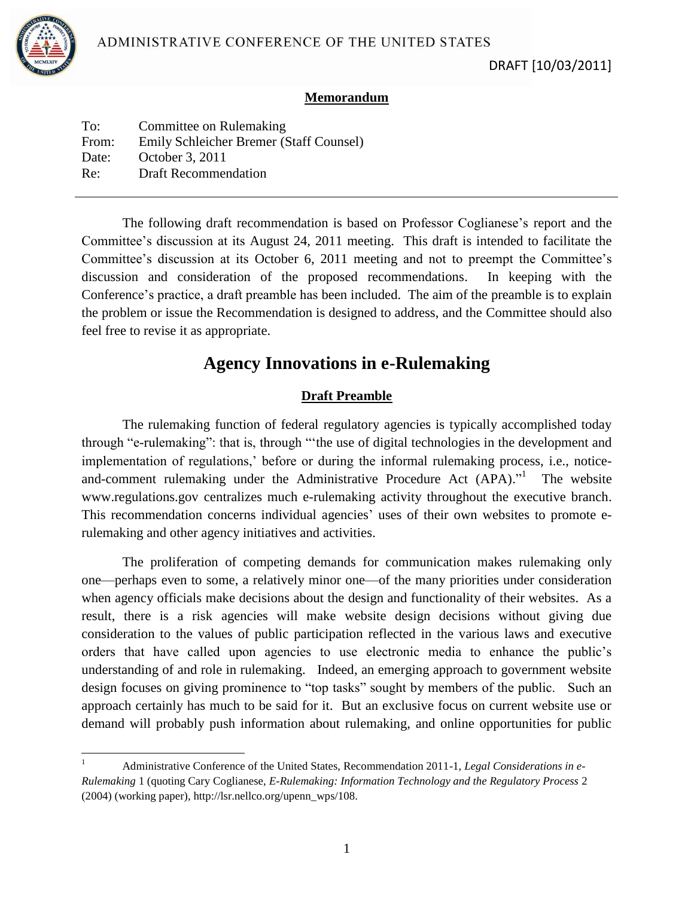ADMINISTRATIVE CONFERENCE OF THE UNITED STATES

DRAFT [10/03/2011]

**Memorandum**

To: Committee on Rulemaking
From: Emily Schleicher Bremer (Staff Counsel)
Date: October 3, 2011
Re: Draft Recommendation

---

The following draft recommendation is based on Professor Coglianese's report and the Committee's discussion at its August 24, 2011 meeting. This draft is intended to facilitate the Committee's discussion at its October 6, 2011 meeting and not to preempt the Committee's discussion and consideration of the proposed recommendations. In keeping with the Conference's practice, a draft preamble has been included. The aim of the preamble is to explain the problem or issue the Recommendation is designed to address, and the Committee should also feel free to revise it as appropriate.

# Agency Innovations in e-Rulemaking

## Draft Preamble

The rulemaking function of federal regulatory agencies is typically accomplished today through "e-rulemaking": that is, through "'the use of digital technologies in the development and implementation of regulations,' before or during the informal rulemaking process, i.e., notice-and-comment rulemaking under the Administrative Procedure Act (APA)."[1] The website www.regulations.gov centralizes much e-rulemaking activity throughout the executive branch. This recommendation concerns individual agencies' uses of their own websites to promote e-rulemaking and other agency initiatives and activities.

The proliferation of competing demands for communication makes rulemaking only one—perhaps even to some, a relatively minor one—of the many priorities under consideration when agency officials make decisions about the design and functionality of their websites. As a result, there is a risk agencies will make website design decisions without giving due consideration to the values of public participation reflected in the various laws and executive orders that have called upon agencies to use electronic media to enhance the public's understanding of and role in rulemaking. Indeed, an emerging approach to government website design focuses on giving prominence to "top tasks" sought by members of the public. Such an approach certainly has much to be said for it. But an exclusive focus on current website use or demand will probably push information about rulemaking, and online opportunities for public

---

[1] Administrative Conference of the United States, Recommendation 2011-1, *Legal Considerations in e-Rulemaking* 1 (quoting Cary Coglianese, *E-Rulemaking: Information Technology and the Regulatory Process* 2 (2004) (working paper), http://lsr.nellco.org/upenn_wps/108.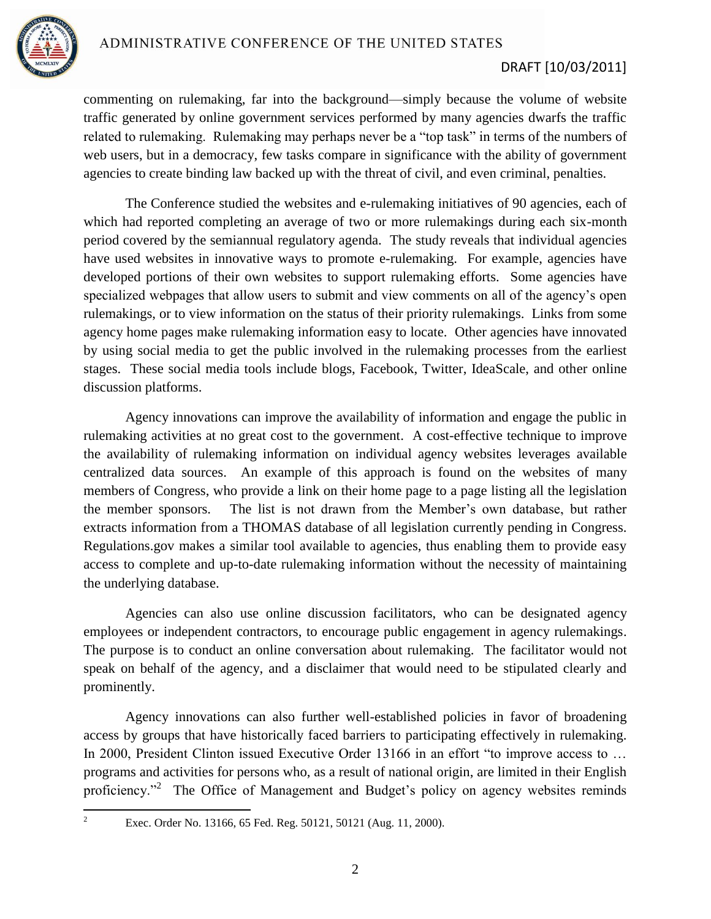commenting on rulemaking, far into the background—simply because the volume of website traffic generated by online government services performed by many agencies dwarfs the traffic related to rulemaking. Rulemaking may perhaps never be a "top task" in terms of the numbers of web users, but in a democracy, few tasks compare in significance with the ability of government agencies to create binding law backed up with the threat of civil, and even criminal, penalties.

The Conference studied the websites and e-rulemaking initiatives of 90 agencies, each of which had reported completing an average of two or more rulemakings during each six-month period covered by the semiannual regulatory agenda. The study reveals that individual agencies have used websites in innovative ways to promote e-rulemaking. For example, agencies have developed portions of their own websites to support rulemaking efforts. Some agencies have specialized webpages that allow users to submit and view comments on all of the agency's open rulemakings, or to view information on the status of their priority rulemakings. Links from some agency home pages make rulemaking information easy to locate. Other agencies have innovated by using social media to get the public involved in the rulemaking processes from the earliest stages. These social media tools include blogs, Facebook, Twitter, IdeaScale, and other online discussion platforms.

Agency innovations can improve the availability of information and engage the public in rulemaking activities at no great cost to the government. A cost-effective technique to improve the availability of rulemaking information on individual agency websites leverages available centralized data sources. An example of this approach is found on the websites of many members of Congress, who provide a link on their home page to a page listing all the legislation the member sponsors. The list is not drawn from the Member's own database, but rather extracts information from a THOMAS database of all legislation currently pending in Congress. Regulations.gov makes a similar tool available to agencies, thus enabling them to provide easy access to complete and up-to-date rulemaking information without the necessity of maintaining the underlying database.

Agencies can also use online discussion facilitators, who can be designated agency employees or independent contractors, to encourage public engagement in agency rulemakings. The purpose is to conduct an online conversation about rulemaking. The facilitator would not speak on behalf of the agency, and a disclaimer that would need to be stipulated clearly and prominently.

Agency innovations can also further well-established policies in favor of broadening access by groups that have historically faced barriers to participating effectively in rulemaking. In 2000, President Clinton issued Executive Order 13166 in an effort "to improve access to … programs and activities for persons who, as a result of national origin, are limited in their English proficiency."[2] The Office of Management and Budget's policy on agency websites reminds

[2] Exec. Order No. 13166, 65 Fed. Reg. 50121, 50121 (Aug. 11, 2000).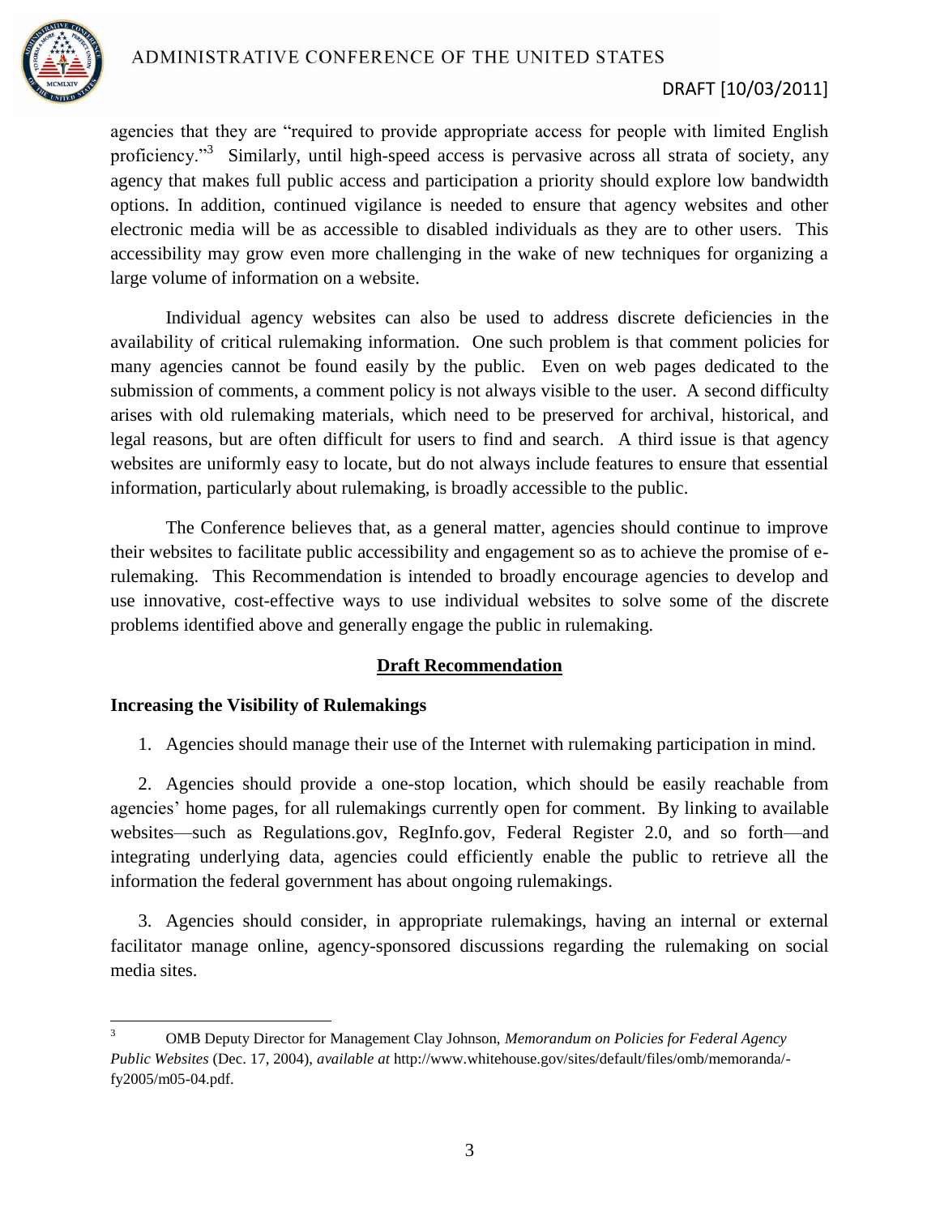agencies that they are "required to provide appropriate access for people with limited English proficiency."[3] Similarly, until high-speed access is pervasive across all strata of society, any agency that makes full public access and participation a priority should explore low bandwidth options. In addition, continued vigilance is needed to ensure that agency websites and other electronic media will be as accessible to disabled individuals as they are to other users. This accessibility may grow even more challenging in the wake of new techniques for organizing a large volume of information on a website.

Individual agency websites can also be used to address discrete deficiencies in the availability of critical rulemaking information. One such problem is that comment policies for many agencies cannot be found easily by the public. Even on web pages dedicated to the submission of comments, a comment policy is not always visible to the user. A second difficulty arises with old rulemaking materials, which need to be preserved for archival, historical, and legal reasons, but are often difficult for users to find and search. A third issue is that agency websites are uniformly easy to locate, but do not always include features to ensure that essential information, particularly about rulemaking, is broadly accessible to the public.

The Conference believes that, as a general matter, agencies should continue to improve their websites to facilitate public accessibility and engagement so as to achieve the promise of e-rulemaking. This Recommendation is intended to broadly encourage agencies to develop and use innovative, cost-effective ways to use individual websites to solve some of the discrete problems identified above and generally engage the public in rulemaking.

## Draft Recommendation

### Increasing the Visibility of Rulemakings

1. Agencies should manage their use of the Internet with rulemaking participation in mind.

2. Agencies should provide a one-stop location, which should be easily reachable from agencies' home pages, for all rulemakings currently open for comment. By linking to available websites—such as Regulations.gov, RegInfo.gov, Federal Register 2.0, and so forth—and integrating underlying data, agencies could efficiently enable the public to retrieve all the information the federal government has about ongoing rulemakings.

3. Agencies should consider, in appropriate rulemakings, having an internal or external facilitator manage online, agency-sponsored discussions regarding the rulemaking on social media sites.

---

[3] OMB Deputy Director for Management Clay Johnson, *Memorandum on Policies for Federal Agency Public Websites* (Dec. 17, 2004), *available at* http://www.whitehouse.gov/sites/default/files/omb/memoranda/-fy2005/m05-04.pdf.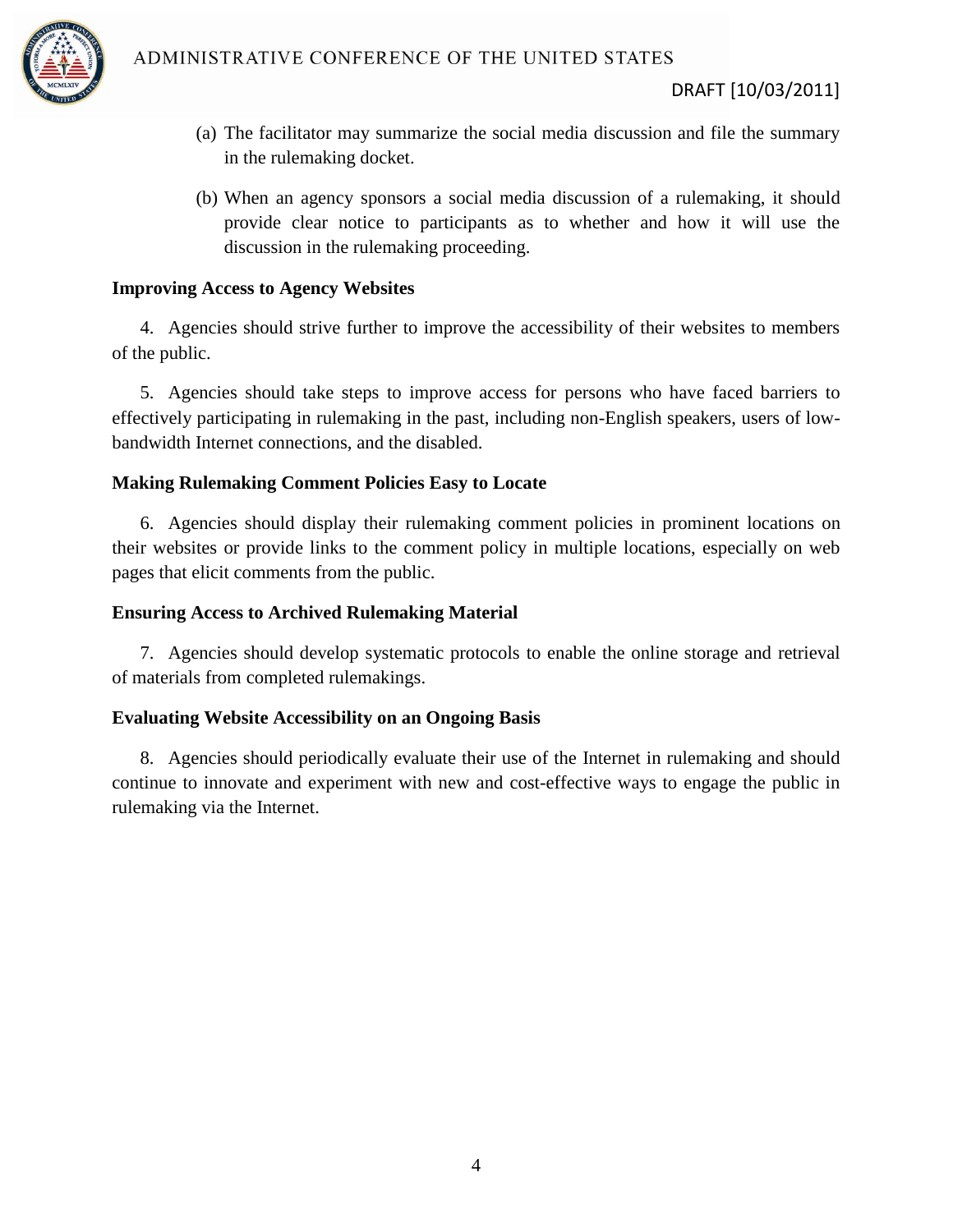(a) The facilitator may summarize the social media discussion and file the summary in the rulemaking docket.

(b) When an agency sponsors a social media discussion of a rulemaking, it should provide clear notice to participants as to whether and how it will use the discussion in the rulemaking proceeding.

**Improving Access to Agency Websites**

4. Agencies should strive further to improve the accessibility of their websites to members of the public.

5. Agencies should take steps to improve access for persons who have faced barriers to effectively participating in rulemaking in the past, including non-English speakers, users of low-bandwidth Internet connections, and the disabled.

**Making Rulemaking Comment Policies Easy to Locate**

6. Agencies should display their rulemaking comment policies in prominent locations on their websites or provide links to the comment policy in multiple locations, especially on web pages that elicit comments from the public.

**Ensuring Access to Archived Rulemaking Material**

7. Agencies should develop systematic protocols to enable the online storage and retrieval of materials from completed rulemakings.

**Evaluating Website Accessibility on an Ongoing Basis**

8. Agencies should periodically evaluate their use of the Internet in rulemaking and should continue to innovate and experiment with new and cost-effective ways to engage the public in rulemaking via the Internet.